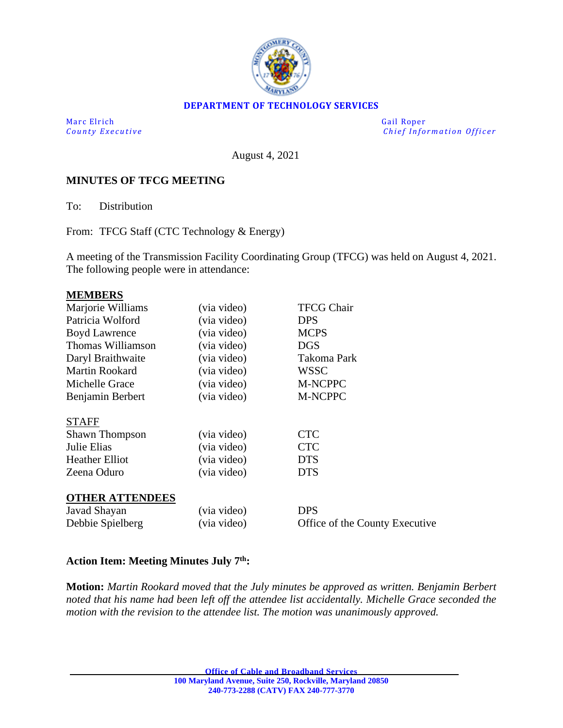**DEPARTMENT OF TECHNOLOGY SERVICES**

Marc Elrich
*County Executive*

Gail Roper
*Chief Information Officer*

August 4, 2021

**MINUTES OF TFCG MEETING**

To: Distribution

From: TFCG Staff (CTC Technology & Energy)

A meeting of the Transmission Facility Coordinating Group (TFCG) was held on August 4, 2021. The following people were in attendance:

**MEMBERS**

| | | |
|---|---|---|
| Marjorie Williams | (via video) | TFCG Chair |
| Patricia Wolford | (via video) | DPS |
| Boyd Lawrence | (via video) | MCPS |
| Thomas Williamson | (via video) | DGS |
| Daryl Braithwaite | (via video) | Takoma Park |
| Martin Rookard | (via video) | WSSC |
| Michelle Grace | (via video) | M-NCPPC |
| Benjamin Berbert | (via video) | M-NCPPC |

STAFF

| | | |
|---|---|---|
| Shawn Thompson | (via video) | CTC |
| Julie Elias | (via video) | CTC |
| Heather Elliot | (via video) | DTS |
| Zeena Oduro | (via video) | DTS |

**OTHER ATTENDEES**

| | | |
|---|---|---|
| Javad Shayan | (via video) | DPS |
| Debbie Spielberg | (via video) | Office of the County Executive |

**Action Item: Meeting Minutes July 7th:**

**Motion:** *Martin Rookard moved that the July minutes be approved as written. Benjamin Berbert noted that his name had been left off the attendee list accidentally. Michelle Grace seconded the motion with the revision to the attendee list. The motion was unanimously approved.*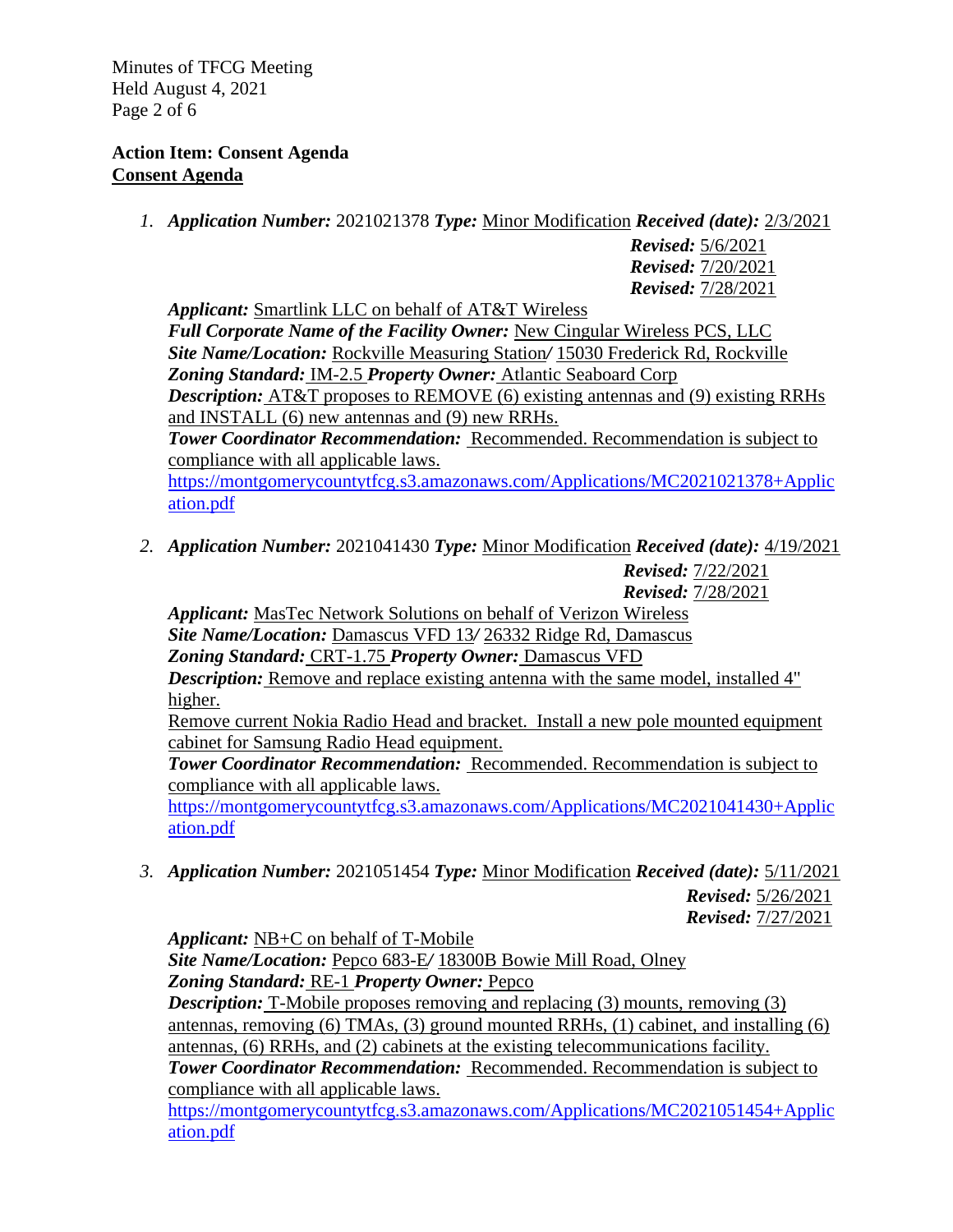**Action Item: Consent Agenda**

**Consent Agenda**

1. ***Application Number:*** 2021021378 ***Type:*** Minor Modification ***Received (date):*** 2/3/2021
   ***Revised:*** 5/6/2021
   ***Revised:*** 7/20/2021
   ***Revised:*** 7/28/2021

   ***Applicant:*** Smartlink LLC on behalf of AT&T Wireless
   ***Full Corporate Name of the Facility Owner:*** New Cingular Wireless PCS, LLC
   ***Site Name/Location:*** Rockville Measuring Station/ 15030 Frederick Rd, Rockville
   ***Zoning Standard:*** IM-2.5 ***Property Owner:*** Atlantic Seaboard Corp
   ***Description:*** AT&T proposes to REMOVE (6) existing antennas and (9) existing RRHs and INSTALL (6) new antennas and (9) new RRHs.
   ***Tower Coordinator Recommendation:*** Recommended. Recommendation is subject to compliance with all applicable laws.
   https://montgomerycountytfcg.s3.amazonaws.com/Applications/MC2021021378+Application.pdf

2. ***Application Number:*** 2021041430 ***Type:*** Minor Modification ***Received (date):*** 4/19/2021
   ***Revised:*** 7/22/2021
   ***Revised:*** 7/28/2021

   ***Applicant:*** MasTec Network Solutions on behalf of Verizon Wireless
   ***Site Name/Location:*** Damascus VFD 13/ 26332 Ridge Rd, Damascus
   ***Zoning Standard:*** CRT-1.75 ***Property Owner:*** Damascus VFD
   ***Description:*** Remove and replace existing antenna with the same model, installed 4" higher.
   Remove current Nokia Radio Head and bracket. Install a new pole mounted equipment cabinet for Samsung Radio Head equipment.
   ***Tower Coordinator Recommendation:*** Recommended. Recommendation is subject to compliance with all applicable laws.
   https://montgomerycountytfcg.s3.amazonaws.com/Applications/MC2021041430+Application.pdf

3. ***Application Number:*** 2021051454 ***Type:*** Minor Modification ***Received (date):*** 5/11/2021
   ***Revised:*** 5/26/2021
   ***Revised:*** 7/27/2021

   ***Applicant:*** NB+C on behalf of T-Mobile
   ***Site Name/Location:*** Pepco 683-E/ 18300B Bowie Mill Road, Olney
   ***Zoning Standard:*** RE-1 ***Property Owner:*** Pepco
   ***Description:*** T-Mobile proposes removing and replacing (3) mounts, removing (3) antennas, removing (6) TMAs, (3) ground mounted RRHs, (1) cabinet, and installing (6) antennas, (6) RRHs, and (2) cabinets at the existing telecommunications facility.
   ***Tower Coordinator Recommendation:*** Recommended. Recommendation is subject to compliance with all applicable laws.
   https://montgomerycountytfcg.s3.amazonaws.com/Applications/MC2021051454+Application.pdf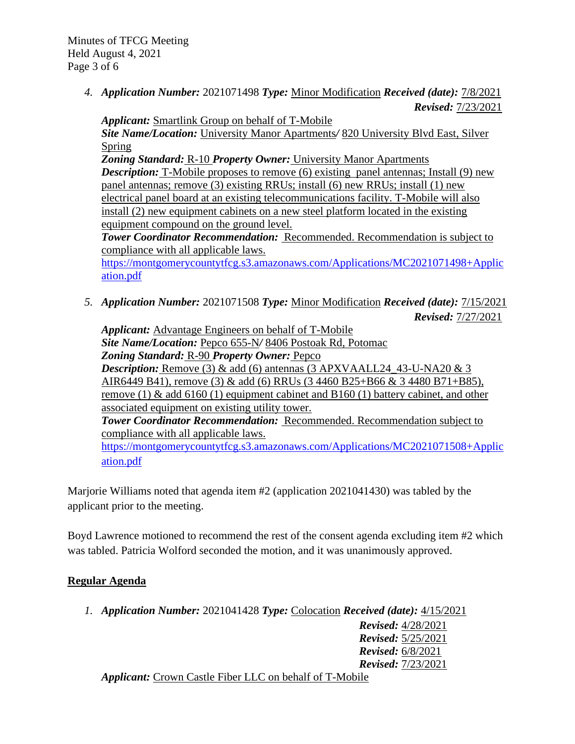4. ***Application Number:*** 2021071498 ***Type:*** Minor Modification ***Received (date):*** 7/8/2021
***Revised:*** 7/23/2021

***Applicant:*** Smartlink Group on behalf of T-Mobile
***Site Name/Location:*** University Manor Apartments/ 820 University Blvd East, Silver Spring
***Zoning Standard:*** R-10 ***Property Owner:*** University Manor Apartments
***Description:*** T-Mobile proposes to remove (6) existing panel antennas; Install (9) new panel antennas; remove (3) existing RRUs; install (6) new RRUs; install (1) new electrical panel board at an existing telecommunications facility. T-Mobile will also install (2) new equipment cabinets on a new steel platform located in the existing equipment compound on the ground level.
***Tower Coordinator Recommendation:*** Recommended. Recommendation is subject to compliance with all applicable laws.
https://montgomerycountytfcg.s3.amazonaws.com/Applications/MC2021071498+Application.pdf

5. ***Application Number:*** 2021071508 ***Type:*** Minor Modification ***Received (date):*** 7/15/2021
***Revised:*** 7/27/2021

***Applicant:*** Advantage Engineers on behalf of T-Mobile
***Site Name/Location:*** Pepco 655-N/ 8406 Postoak Rd, Potomac
***Zoning Standard:*** R-90 ***Property Owner:*** Pepco
***Description:*** Remove (3) & add (6) antennas (3 APXVAALL24_43-U-NA20 & 3 AIR6449 B41), remove (3) & add (6) RRUs (3 4460 B25+B66 & 3 4480 B71+B85), remove (1) & add 6160 (1) equipment cabinet and B160 (1) battery cabinet, and other associated equipment on existing utility tower.
***Tower Coordinator Recommendation:*** Recommended. Recommendation subject to compliance with all applicable laws.
https://montgomerycountytfcg.s3.amazonaws.com/Applications/MC2021071508+Application.pdf

Marjorie Williams noted that agenda item #2 (application 2021041430) was tabled by the applicant prior to the meeting.

Boyd Lawrence motioned to recommend the rest of the consent agenda excluding item #2 which was tabled. Patricia Wolford seconded the motion, and it was unanimously approved.

## Regular Agenda

1. ***Application Number:*** 2021041428 ***Type:*** Colocation ***Received (date):*** 4/15/2021
***Revised:*** 4/28/2021
***Revised:*** 5/25/2021
***Revised:*** 6/8/2021
***Revised:*** 7/23/2021

***Applicant:*** Crown Castle Fiber LLC on behalf of T-Mobile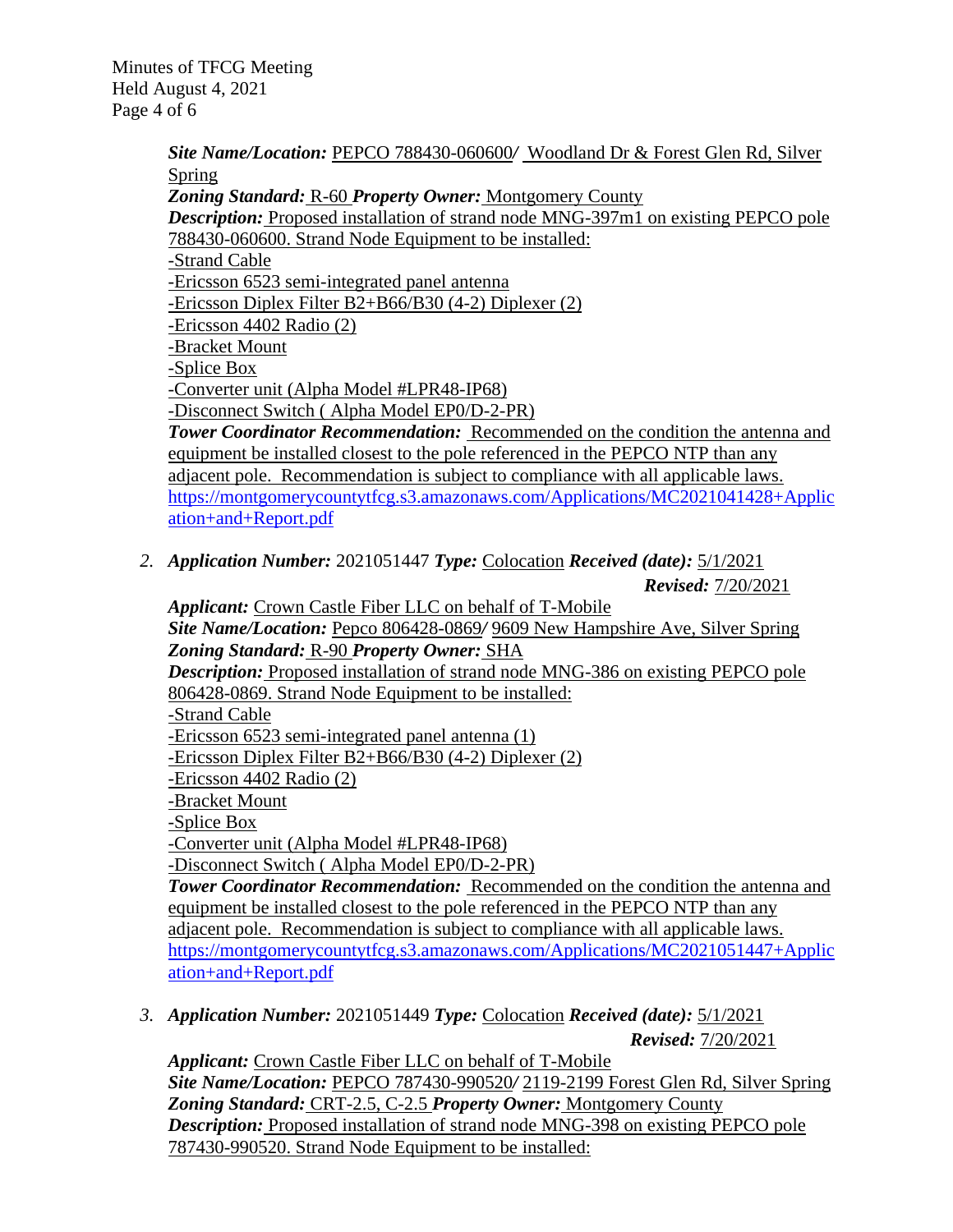***Site Name/Location:*** PEPCO 788430-060600/ Woodland Dr & Forest Glen Rd, Silver Spring
***Zoning Standard:*** R-60 ***Property Owner:*** Montgomery County
***Description:*** Proposed installation of strand node MNG-397m1 on existing PEPCO pole 788430-060600. Strand Node Equipment to be installed:
-Strand Cable
-Ericsson 6523 semi-integrated panel antenna
-Ericsson Diplex Filter B2+B66/B30 (4-2) Diplexer (2)
-Ericsson 4402 Radio (2)
-Bracket Mount
-Splice Box
-Converter unit (Alpha Model #LPR48-IP68)
-Disconnect Switch ( Alpha Model EP0/D-2-PR)
***Tower Coordinator Recommendation:*** Recommended on the condition the antenna and equipment be installed closest to the pole referenced in the PEPCO NTP than any adjacent pole. Recommendation is subject to compliance with all applicable laws.
https://montgomerycountytfcg.s3.amazonaws.com/Applications/MC2021041428+Application+and+Report.pdf

2. ***Application Number:*** 2021051447 ***Type:*** Colocation ***Received (date):*** 5/1/2021
   ***Revised:*** 7/20/2021
   ***Applicant:*** Crown Castle Fiber LLC on behalf of T-Mobile
   ***Site Name/Location:*** Pepco 806428-0869/ 9609 New Hampshire Ave, Silver Spring
   ***Zoning Standard:*** R-90 ***Property Owner:*** SHA
   ***Description:*** Proposed installation of strand node MNG-386 on existing PEPCO pole 806428-0869. Strand Node Equipment to be installed:
   -Strand Cable
   -Ericsson 6523 semi-integrated panel antenna (1)
   -Ericsson Diplex Filter B2+B66/B30 (4-2) Diplexer (2)
   -Ericsson 4402 Radio (2)
   -Bracket Mount
   -Splice Box
   -Converter unit (Alpha Model #LPR48-IP68)
   -Disconnect Switch ( Alpha Model EP0/D-2-PR)
   ***Tower Coordinator Recommendation:*** Recommended on the condition the antenna and equipment be installed closest to the pole referenced in the PEPCO NTP than any adjacent pole. Recommendation is subject to compliance with all applicable laws.
   https://montgomerycountytfcg.s3.amazonaws.com/Applications/MC2021051447+Application+and+Report.pdf

3. ***Application Number:*** 2021051449 ***Type:*** Colocation ***Received (date):*** 5/1/2021
   ***Revised:*** 7/20/2021
   ***Applicant:*** Crown Castle Fiber LLC on behalf of T-Mobile
   ***Site Name/Location:*** PEPCO 787430-990520/ 2119-2199 Forest Glen Rd, Silver Spring
   ***Zoning Standard:*** CRT-2.5, C-2.5 ***Property Owner:*** Montgomery County
   ***Description:*** Proposed installation of strand node MNG-398 on existing PEPCO pole 787430-990520. Strand Node Equipment to be installed: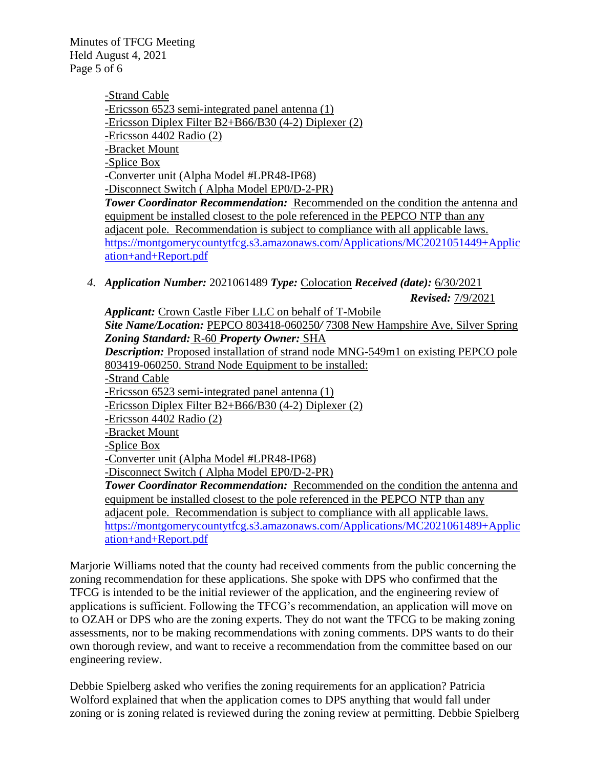-Strand Cable
-Ericsson 6523 semi-integrated panel antenna (1)
-Ericsson Diplex Filter B2+B66/B30 (4-2) Diplexer (2)
-Ericsson 4402 Radio (2)
-Bracket Mount
-Splice Box
-Converter unit (Alpha Model #LPR48-IP68)
-Disconnect Switch ( Alpha Model EP0/D-2-PR)

***Tower Coordinator Recommendation:*** Recommended on the condition the antenna and equipment be installed closest to the pole referenced in the PEPCO NTP than any adjacent pole. Recommendation is subject to compliance with all applicable laws.
https://montgomerycountytfcg.s3.amazonaws.com/Applications/MC2021051449+Application+and+Report.pdf

4. ***Application Number:*** 2021061489 ***Type:*** Colocation ***Received (date):*** 6/30/2021
***Revised:*** 7/9/2021

***Applicant:*** Crown Castle Fiber LLC on behalf of T-Mobile
***Site Name/Location:*** PEPCO 803418-060250/ 7308 New Hampshire Ave, Silver Spring
***Zoning Standard:*** R-60 ***Property Owner:*** SHA
***Description:*** Proposed installation of strand node MNG-549m1 on existing PEPCO pole 803419-060250. Strand Node Equipment to be installed:
-Strand Cable
-Ericsson 6523 semi-integrated panel antenna (1)
-Ericsson Diplex Filter B2+B66/B30 (4-2) Diplexer (2)
-Ericsson 4402 Radio (2)
-Bracket Mount
-Splice Box
-Converter unit (Alpha Model #LPR48-IP68)
-Disconnect Switch ( Alpha Model EP0/D-2-PR)

***Tower Coordinator Recommendation:*** Recommended on the condition the antenna and equipment be installed closest to the pole referenced in the PEPCO NTP than any adjacent pole. Recommendation is subject to compliance with all applicable laws.
https://montgomerycountytfcg.s3.amazonaws.com/Applications/MC2021061489+Application+and+Report.pdf

Marjorie Williams noted that the county had received comments from the public concerning the zoning recommendation for these applications. She spoke with DPS who confirmed that the TFCG is intended to be the initial reviewer of the application, and the engineering review of applications is sufficient. Following the TFCG's recommendation, an application will move on to OZAH or DPS who are the zoning experts. They do not want the TFCG to be making zoning assessments, nor to be making recommendations with zoning comments. DPS wants to do their own thorough review, and want to receive a recommendation from the committee based on our engineering review.

Debbie Spielberg asked who verifies the zoning requirements for an application? Patricia Wolford explained that when the application comes to DPS anything that would fall under zoning or is zoning related is reviewed during the zoning review at permitting. Debbie Spielberg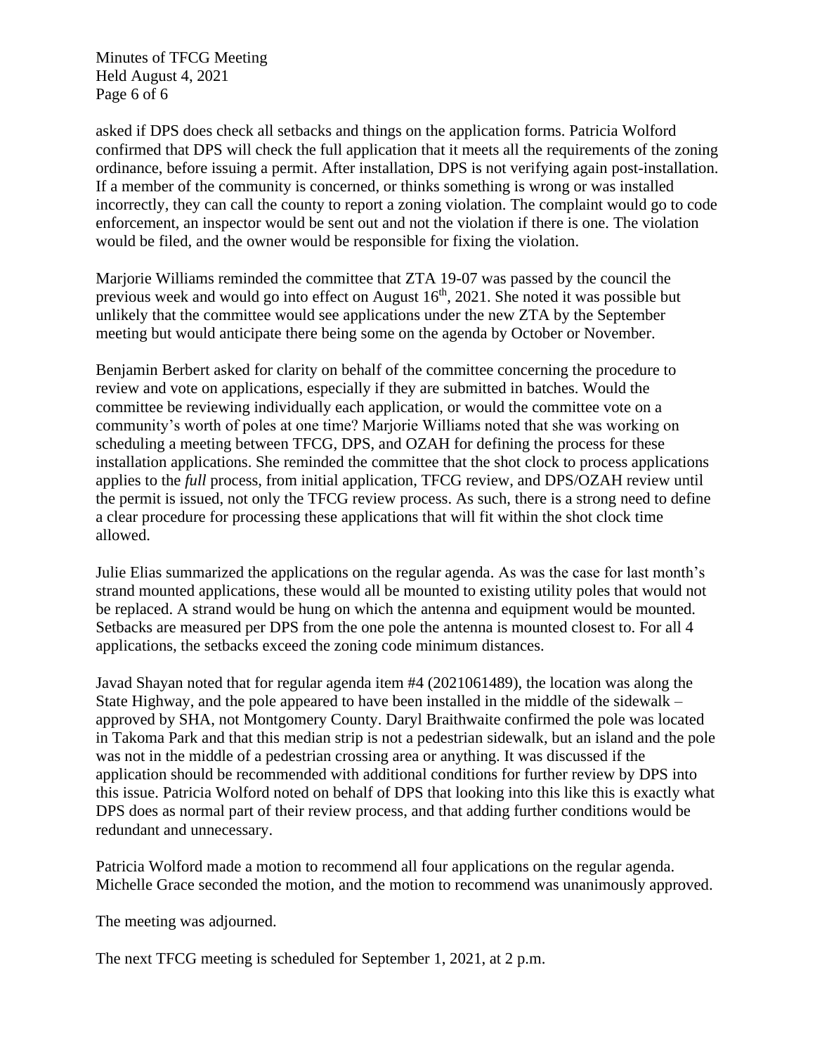asked if DPS does check all setbacks and things on the application forms. Patricia Wolford confirmed that DPS will check the full application that it meets all the requirements of the zoning ordinance, before issuing a permit. After installation, DPS is not verifying again post-installation. If a member of the community is concerned, or thinks something is wrong or was installed incorrectly, they can call the county to report a zoning violation. The complaint would go to code enforcement, an inspector would be sent out and not the violation if there is one. The violation would be filed, and the owner would be responsible for fixing the violation.

Marjorie Williams reminded the committee that ZTA 19-07 was passed by the council the previous week and would go into effect on August 16th, 2021. She noted it was possible but unlikely that the committee would see applications under the new ZTA by the September meeting but would anticipate there being some on the agenda by October or November.

Benjamin Berbert asked for clarity on behalf of the committee concerning the procedure to review and vote on applications, especially if they are submitted in batches. Would the committee be reviewing individually each application, or would the committee vote on a community's worth of poles at one time? Marjorie Williams noted that she was working on scheduling a meeting between TFCG, DPS, and OZAH for defining the process for these installation applications. She reminded the committee that the shot clock to process applications applies to the *full* process, from initial application, TFCG review, and DPS/OZAH review until the permit is issued, not only the TFCG review process. As such, there is a strong need to define a clear procedure for processing these applications that will fit within the shot clock time allowed.

Julie Elias summarized the applications on the regular agenda. As was the case for last month's strand mounted applications, these would all be mounted to existing utility poles that would not be replaced. A strand would be hung on which the antenna and equipment would be mounted. Setbacks are measured per DPS from the one pole the antenna is mounted closest to. For all 4 applications, the setbacks exceed the zoning code minimum distances.

Javad Shayan noted that for regular agenda item #4 (2021061489), the location was along the State Highway, and the pole appeared to have been installed in the middle of the sidewalk – approved by SHA, not Montgomery County. Daryl Braithwaite confirmed the pole was located in Takoma Park and that this median strip is not a pedestrian sidewalk, but an island and the pole was not in the middle of a pedestrian crossing area or anything. It was discussed if the application should be recommended with additional conditions for further review by DPS into this issue. Patricia Wolford noted on behalf of DPS that looking into this like this is exactly what DPS does as normal part of their review process, and that adding further conditions would be redundant and unnecessary.

Patricia Wolford made a motion to recommend all four applications on the regular agenda. Michelle Grace seconded the motion, and the motion to recommend was unanimously approved.

The meeting was adjourned.

The next TFCG meeting is scheduled for September 1, 2021, at 2 p.m.